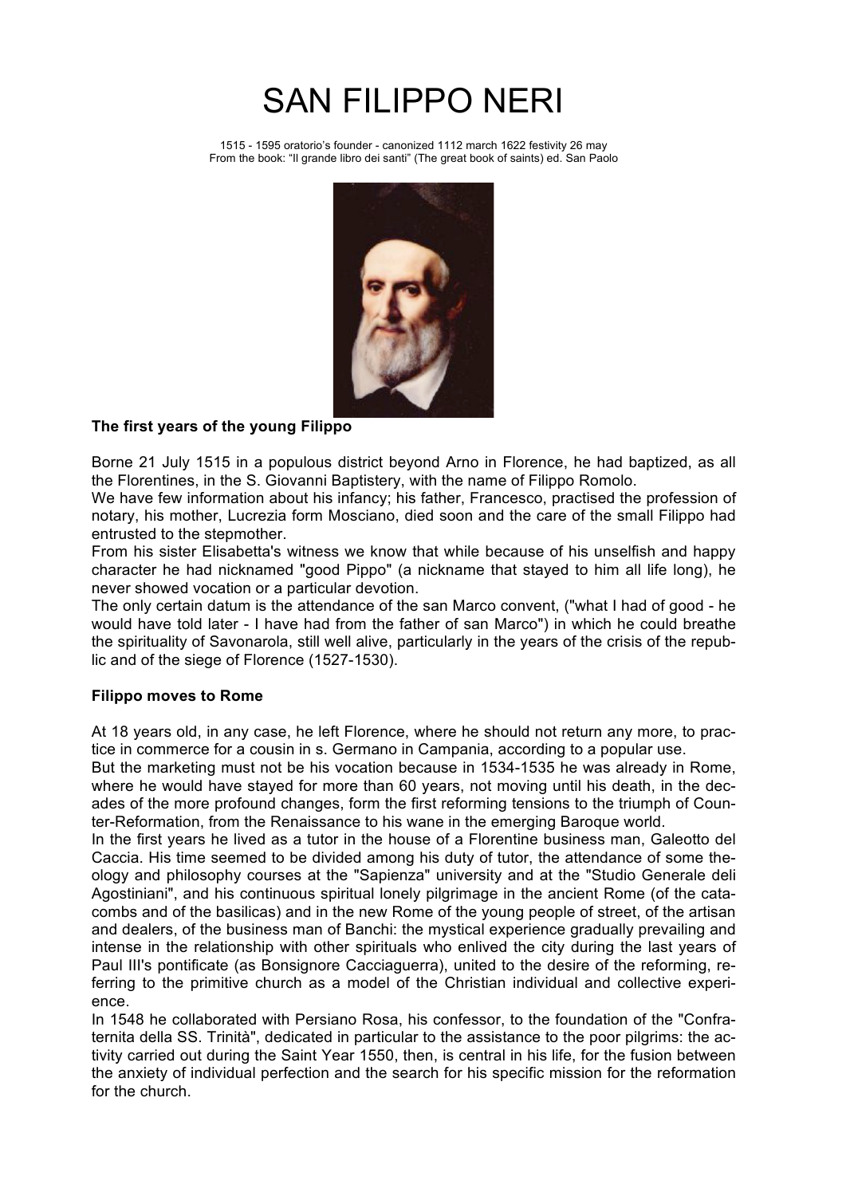# SAN FILIPPO NERI

1515 - 1595 oratorio's founder - canonized 1112 march 1622 festivity 26 may
From the book: "Il grande libro dei santi" (The great book of saints) ed. San Paolo

**The first years of the young Filippo**

Borne 21 July 1515 in a populous district beyond Arno in Florence, he had baptized, as all the Florentines, in the S. Giovanni Baptistery, with the name of Filippo Romolo.
We have few information about his infancy; his father, Francesco, practised the profession of notary, his mother, Lucrezia form Mosciano, died soon and the care of the small Filippo had entrusted to the stepmother.
From his sister Elisabetta's witness we know that while because of his unselfish and happy character he had nicknamed "good Pippo" (a nickname that stayed to him all life long), he never showed vocation or a particular devotion.
The only certain datum is the attendance of the san Marco convent, ("what I had of good - he would have told later - I have had from the father of san Marco") in which he could breathe the spirituality of Savonarola, still well alive, particularly in the years of the crisis of the republic and of the siege of Florence (1527-1530).

**Filippo moves to Rome**

At 18 years old, in any case, he left Florence, where he should not return any more, to practice in commerce for a cousin in s. Germano in Campania, according to a popular use.
But the marketing must not be his vocation because in 1534-1535 he was already in Rome, where he would have stayed for more than 60 years, not moving until his death, in the decades of the more profound changes, form the first reforming tensions to the triumph of Counter-Reformation, from the Renaissance to his wane in the emerging Baroque world.
In the first years he lived as a tutor in the house of a Florentine business man, Galeotto del Caccia. His time seemed to be divided among his duty of tutor, the attendance of some theology and philosophy courses at the "Sapienza" university and at the "Studio Generale deli Agostiniani", and his continuous spiritual lonely pilgrimage in the ancient Rome (of the catacombs and of the basilicas) and in the new Rome of the young people of street, of the artisan and dealers, of the business man of Banchi: the mystical experience gradually prevailing and intense in the relationship with other spirituals who enlived the city during the last years of Paul III's pontificate (as Bonsignore Cacciaguerra), united to the desire of the reforming, referring to the primitive church as a model of the Christian individual and collective experience.
In 1548 he collaborated with Persiano Rosa, his confessor, to the foundation of the "Confraternita della SS. Trinità", dedicated in particular to the assistance to the poor pilgrims: the activity carried out during the Saint Year 1550, then, is central in his life, for the fusion between the anxiety of individual perfection and the search for his specific mission for the reformation for the church.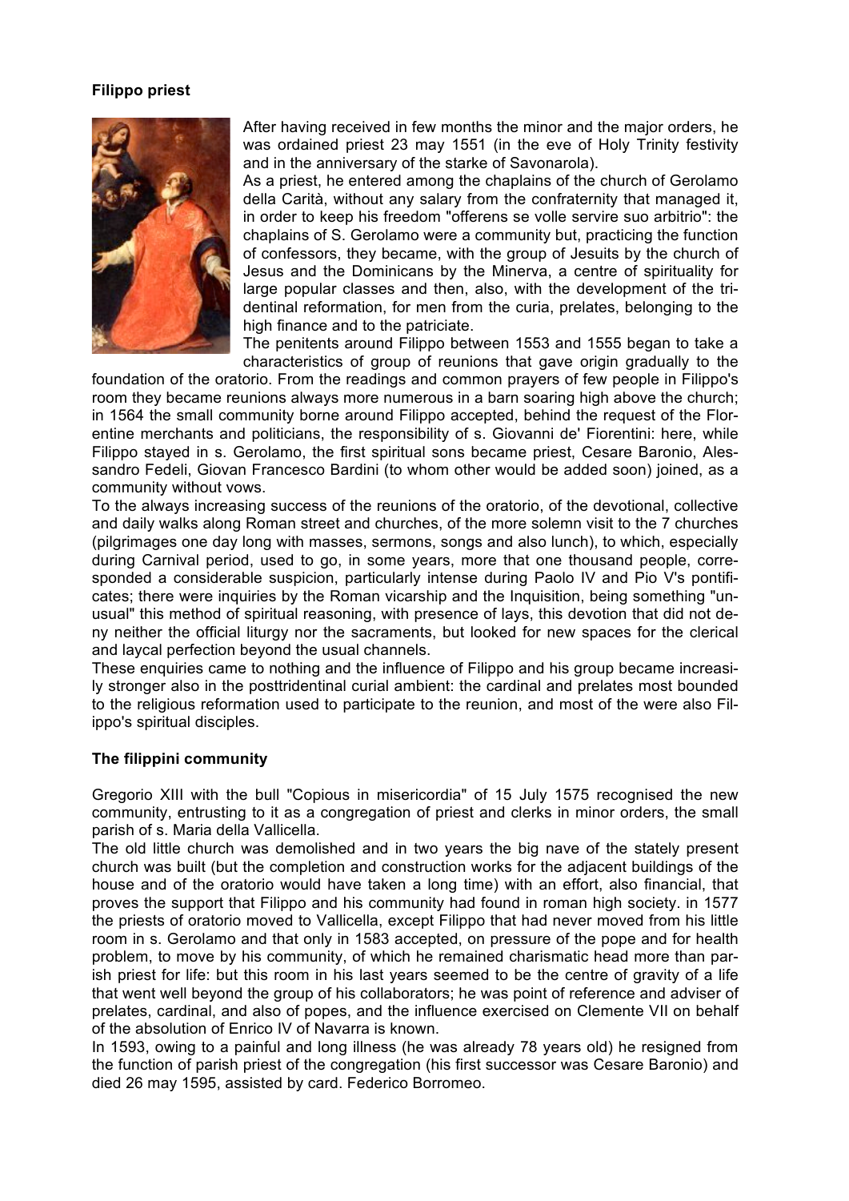**Filippo priest**

After having received in few months the minor and the major orders, he was ordained priest 23 may 1551 (in the eve of Holy Trinity festivity and in the anniversary of the starke of Savonarola).

As a priest, he entered among the chaplains of the church of Gerolamo della Carità, without any salary from the confraternity that managed it, in order to keep his freedom "offerens se volle servire suo arbitrio": the chaplains of S. Gerolamo were a community but, practicing the function of confessors, they became, with the group of Jesuits by the church of Jesus and the Dominicans by the Minerva, a centre of spirituality for large popular classes and then, also, with the development of the tridentinal reformation, for men from the curia, prelates, belonging to the high finance and to the patriciate.

The penitents around Filippo between 1553 and 1555 began to take a characteristics of group of reunions that gave origin gradually to the foundation of the oratorio. From the readings and common prayers of few people in Filippo's room they became reunions always more numerous in a barn soaring high above the church; in 1564 the small community borne around Filippo accepted, behind the request of the Florentine merchants and politicians, the responsibility of s. Giovanni de' Fiorentini: here, while Filippo stayed in s. Gerolamo, the first spiritual sons became priest, Cesare Baronio, Alessandro Fedeli, Giovan Francesco Bardini (to whom other would be added soon) joined, as a community without vows.

To the always increasing success of the reunions of the oratorio, of the devotional, collective and daily walks along Roman street and churches, of the more solemn visit to the 7 churches (pilgrimages one day long with masses, sermons, songs and also lunch), to which, especially during Carnival period, used to go, in some years, more that one thousand people, corresponded a considerable suspicion, particularly intense during Paolo IV and Pio V's pontificates; there were inquiries by the Roman vicarship and the Inquisition, being something "unusual" this method of spiritual reasoning, with presence of lays, this devotion that did not deny neither the official liturgy nor the sacraments, but looked for new spaces for the clerical and laycal perfection beyond the usual channels.

These enquiries came to nothing and the influence of Filippo and his group became increasily stronger also in the posttridentinal curial ambient: the cardinal and prelates most bounded to the religious reformation used to participate to the reunion, and most of the were also Filippo's spiritual disciples.

**The filippini community**

Gregorio XIII with the bull "Copious in misericordia" of 15 July 1575 recognised the new community, entrusting to it as a congregation of priest and clerks in minor orders, the small parish of s. Maria della Vallicella.

The old little church was demolished and in two years the big nave of the stately present church was built (but the completion and construction works for the adjacent buildings of the house and of the oratorio would have taken a long time) with an effort, also financial, that proves the support that Filippo and his community had found in roman high society. in 1577 the priests of oratorio moved to Vallicella, except Filippo that had never moved from his little room in s. Gerolamo and that only in 1583 accepted, on pressure of the pope and for health problem, to move by his community, of which he remained charismatic head more than parish priest for life: but this room in his last years seemed to be the centre of gravity of a life that went well beyond the group of his collaborators; he was point of reference and adviser of prelates, cardinal, and also of popes, and the influence exercised on Clemente VII on behalf of the absolution of Enrico IV of Navarra is known.

In 1593, owing to a painful and long illness (he was already 78 years old) he resigned from the function of parish priest of the congregation (his first successor was Cesare Baronio) and died 26 may 1595, assisted by card. Federico Borromeo.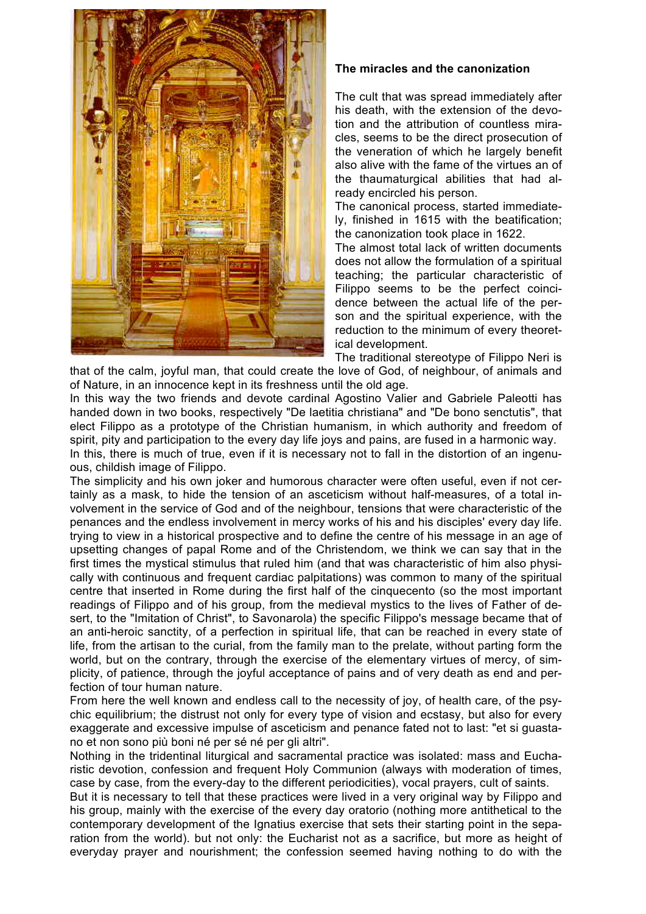### The miracles and the canonization

The cult that was spread immediately after his death, with the extension of the devotion and the attribution of countless miracles, seems to be the direct prosecution of the veneration of which he largely benefit also alive with the fame of the virtues an of the thaumaturgical abilities that had already encircled his person.

The canonical process, started immediately, finished in 1615 with the beatification; the canonization took place in 1622.

The almost total lack of written documents does not allow the formulation of a spiritual teaching; the particular characteristic of Filippo seems to be the perfect coincidence between the actual life of the person and the spiritual experience, with the reduction to the minimum of every theoretical development.

The traditional stereotype of Filippo Neri is that of the calm, joyful man, that could create the love of God, of neighbour, of animals and of Nature, in an innocence kept in its freshness until the old age.

In this way the two friends and devote cardinal Agostino Valier and Gabriele Paleotti has handed down in two books, respectively "De laetitia christiana" and "De bono senctutis", that elect Filippo as a prototype of the Christian humanism, in which authority and freedom of spirit, pity and participation to the every day life joys and pains, are fused in a harmonic way.

In this, there is much of true, even if it is necessary not to fall in the distortion of an ingenuous, childish image of Filippo.

The simplicity and his own joker and humorous character were often useful, even if not certainly as a mask, to hide the tension of an asceticism without half-measures, of a total involvement in the service of God and of the neighbour, tensions that were characteristic of the penances and the endless involvement in mercy works of his and his disciples' every day life. trying to view in a historical prospective and to define the centre of his message in an age of upsetting changes of papal Rome and of the Christendom, we think we can say that in the first times the mystical stimulus that ruled him (and that was characteristic of him also physically with continuous and frequent cardiac palpitations) was common to many of the spiritual centre that inserted in Rome during the first half of the cinquecento (so the most important readings of Filippo and of his group, from the medieval mystics to the lives of Father of desert, to the "Imitation of Christ", to Savonarola) the specific Filippo's message became that of an anti-heroic sanctity, of a perfection in spiritual life, that can be reached in every state of life, from the artisan to the curial, from the family man to the prelate, without parting form the world, but on the contrary, through the exercise of the elementary virtues of mercy, of simplicity, of patience, through the joyful acceptance of pains and of very death as end and perfection of tour human nature.

From here the well known and endless call to the necessity of joy, of health care, of the psychic equilibrium; the distrust not only for every type of vision and ecstasy, but also for every exaggerate and excessive impulse of asceticism and penance fated not to last: "et si guastano et non sono più boni né per sé né per gli altri".

Nothing in the tridentinal liturgical and sacramental practice was isolated: mass and Eucharistic devotion, confession and frequent Holy Communion (always with moderation of times, case by case, from the every-day to the different periodicities), vocal prayers, cult of saints.

But it is necessary to tell that these practices were lived in a very original way by Filippo and his group, mainly with the exercise of the every day oratorio (nothing more antithetical to the contemporary development of the Ignatius exercise that sets their starting point in the separation from the world). but not only: the Eucharist not as a sacrifice, but more as height of everyday prayer and nourishment; the confession seemed having nothing to do with the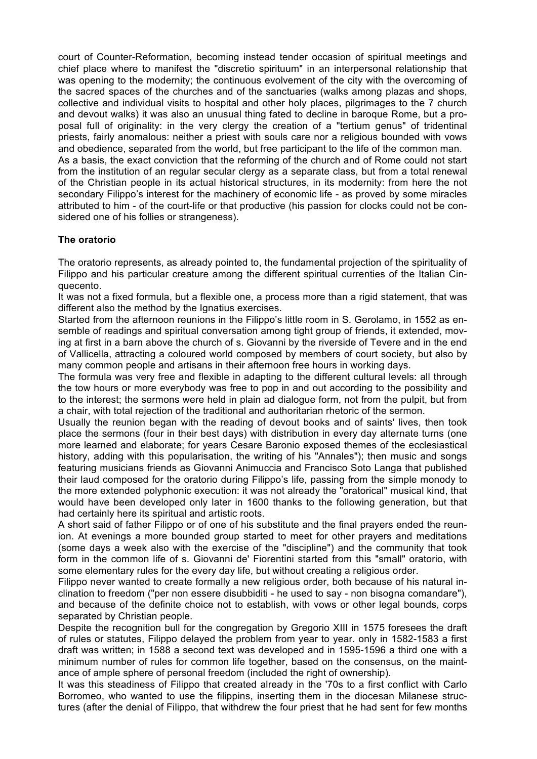court of Counter-Reformation, becoming instead tender occasion of spiritual meetings and chief place where to manifest the "discretio spirituum" in an interpersonal relationship that was opening to the modernity; the continuous evolvement of the city with the overcoming of the sacred spaces of the churches and of the sanctuaries (walks among plazas and shops, collective and individual visits to hospital and other holy places, pilgrimages to the 7 church and devout walks) it was also an unusual thing fated to decline in baroque Rome, but a proposal full of originality: in the very clergy the creation of a "tertium genus" of tridentinal priests, fairly anomalous: neither a priest with souls care nor a religious bounded with vows and obedience, separated from the world, but free participant to the life of the common man.
As a basis, the exact conviction that the reforming of the church and of Rome could not start from the institution of an regular secular clergy as a separate class, but from a total renewal of the Christian people in its actual historical structures, in its modernity: from here the not secondary Filippo's interest for the machinery of economic life - as proved by some miracles attributed to him - of the court-life or that productive (his passion for clocks could not be considered one of his follies or strangeness).

### The oratorio

The oratorio represents, as already pointed to, the fundamental projection of the spirituality of Filippo and his particular creature among the different spiritual currenties of the Italian Cinquecento.
It was not a fixed formula, but a flexible one, a process more than a rigid statement, that was different also the method by the Ignatius exercises.
Started from the afternoon reunions in the Filippo's little room in S. Gerolamo, in 1552 as ensemble of readings and spiritual conversation among tight group of friends, it extended, moving at first in a barn above the church of s. Giovanni by the riverside of Tevere and in the end of Vallicella, attracting a coloured world composed by members of court society, but also by many common people and artisans in their afternoon free hours in working days.
The formula was very free and flexible in adapting to the different cultural levels: all through the tow hours or more everybody was free to pop in and out according to the possibility and to the interest; the sermons were held in plain ad dialogue form, not from the pulpit, but from a chair, with total rejection of the traditional and authoritarian rhetoric of the sermon.
Usually the reunion began with the reading of devout books and of saints' lives, then took place the sermons (four in their best days) with distribution in every day alternate turns (one more learned and elaborate; for years Cesare Baronio exposed themes of the ecclesiastical history, adding with this popularisation, the writing of his "Annales"); then music and songs featuring musicians friends as Giovanni Animuccia and Francisco Soto Langa that published their laud composed for the oratorio during Filippo's life, passing from the simple monody to the more extended polyphonic execution: it was not already the "oratorical" musical kind, that would have been developed only later in 1600 thanks to the following generation, but that had certainly here its spiritual and artistic roots.
A short said of father Filippo or of one of his substitute and the final prayers ended the reunion. At evenings a more bounded group started to meet for other prayers and meditations (some days a week also with the exercise of the "discipline") and the community that took form in the common life of s. Giovanni de' Fiorentini started from this "small" oratorio, with some elementary rules for the every day life, but without creating a religious order.
Filippo never wanted to create formally a new religious order, both because of his natural inclination to freedom ("per non essere disubbiditi - he used to say - non bisogna comandare"), and because of the definite choice not to establish, with vows or other legal bounds, corps separated by Christian people.
Despite the recognition bull for the congregation by Gregorio XIII in 1575 foresees the draft of rules or statutes, Filippo delayed the problem from year to year. only in 1582-1583 a first draft was written; in 1588 a second text was developed and in 1595-1596 a third one with a minimum number of rules for common life together, based on the consensus, on the maintance of ample sphere of personal freedom (included the right of ownership).
It was this steadiness of Filippo that created already in the '70s to a first conflict with Carlo Borromeo, who wanted to use the filippins, inserting them in the diocesan Milanese structures (after the denial of Filippo, that withdrew the four priest that he had sent for few months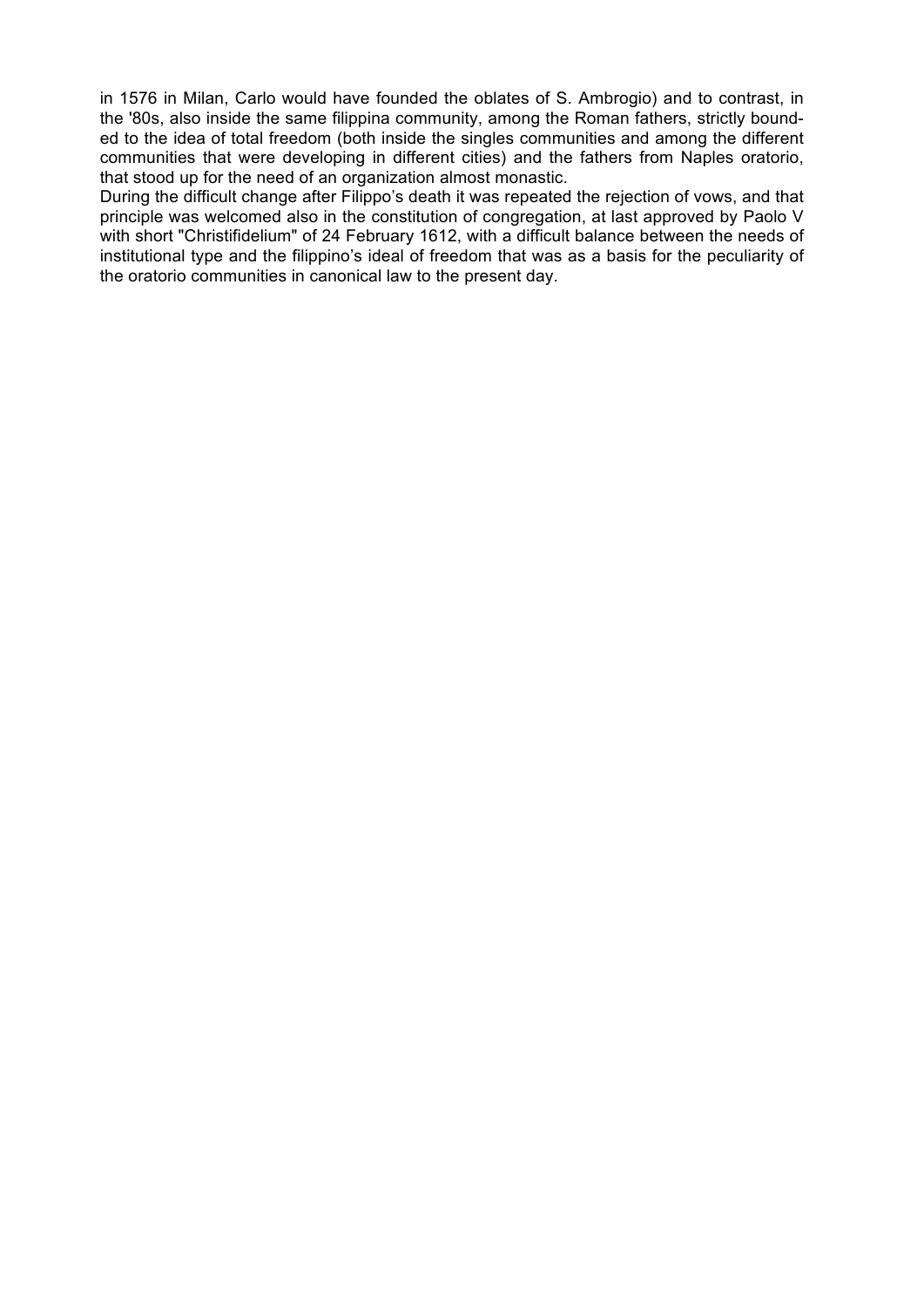in 1576 in Milan, Carlo would have founded the oblates of S. Ambrogio) and to contrast, in the '80s, also inside the same filippina community, among the Roman fathers, strictly bounded to the idea of total freedom (both inside the singles communities and among the different communities that were developing in different cities) and the fathers from Naples oratorio, that stood up for the need of an organization almost monastic.

During the difficult change after Filippo's death it was repeated the rejection of vows, and that principle was welcomed also in the constitution of congregation, at last approved by Paolo V with short "Christifidelium" of 24 February 1612, with a difficult balance between the needs of institutional type and the filippino's ideal of freedom that was as a basis for the peculiarity of the oratorio communities in canonical law to the present day.